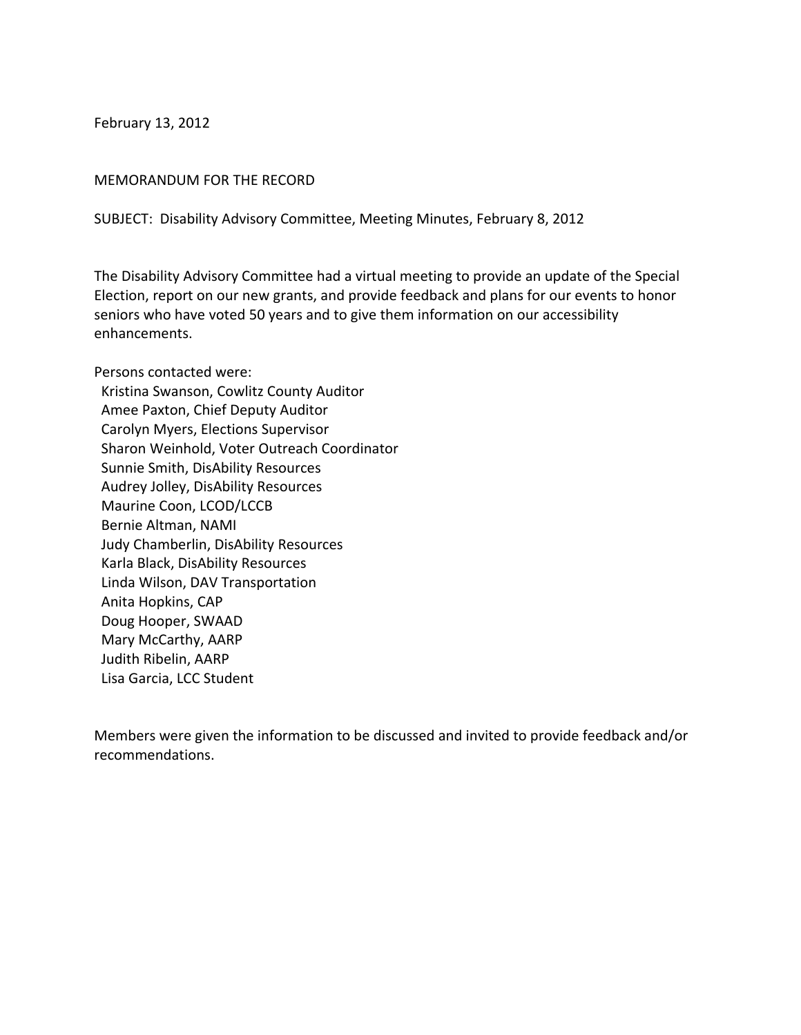February 13, 2012

MEMORANDUM FOR THE RECORD

SUBJECT: Disability Advisory Committee, Meeting Minutes, February 8, 2012

The Disability Advisory Committee had a virtual meeting to provide an update of the Special Election, report on our new grants, and provide feedback and plans for our events to honor seniors who have voted 50 years and to give them information on our accessibility enhancements.

Persons contacted were:

- Kristina Swanson, Cowlitz County Auditor
- Amee Paxton, Chief Deputy Auditor
- Carolyn Myers, Elections Supervisor
- Sharon Weinhold, Voter Outreach Coordinator
- Sunnie Smith, DisAbility Resources
- Audrey Jolley, DisAbility Resources
- Maurine Coon, LCOD/LCCB
- Bernie Altman, NAMI
- Judy Chamberlin, DisAbility Resources
- Karla Black, DisAbility Resources
- Linda Wilson, DAV Transportation
- Anita Hopkins, CAP
- Doug Hooper, SWAAD
- Mary McCarthy, AARP
- Judith Ribelin, AARP
- Lisa Garcia, LCC Student

Members were given the information to be discussed and invited to provide feedback and/or recommendations.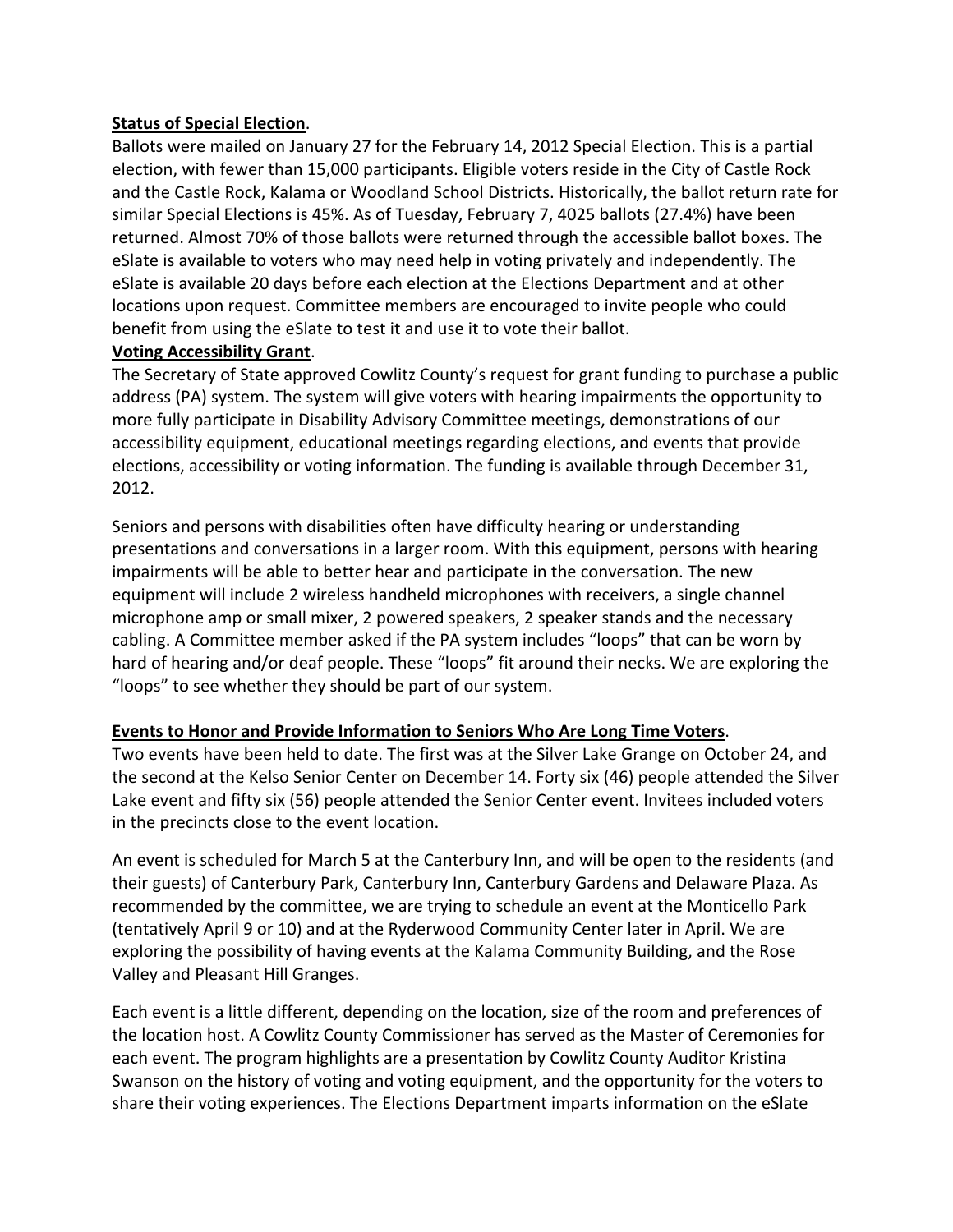**Status of Special Election**.

Ballots were mailed on January 27 for the February 14, 2012 Special Election. This is a partial election, with fewer than 15,000 participants. Eligible voters reside in the City of Castle Rock and the Castle Rock, Kalama or Woodland School Districts. Historically, the ballot return rate for similar Special Elections is 45%. As of Tuesday, February 7, 4025 ballots (27.4%) have been returned. Almost 70% of those ballots were returned through the accessible ballot boxes. The eSlate is available to voters who may need help in voting privately and independently. The eSlate is available 20 days before each election at the Elections Department and at other locations upon request. Committee members are encouraged to invite people who could benefit from using the eSlate to test it and use it to vote their ballot.

**Voting Accessibility Grant**.

The Secretary of State approved Cowlitz County's request for grant funding to purchase a public address (PA) system. The system will give voters with hearing impairments the opportunity to more fully participate in Disability Advisory Committee meetings, demonstrations of our accessibility equipment, educational meetings regarding elections, and events that provide elections, accessibility or voting information. The funding is available through December 31, 2012.

Seniors and persons with disabilities often have difficulty hearing or understanding presentations and conversations in a larger room. With this equipment, persons with hearing impairments will be able to better hear and participate in the conversation. The new equipment will include 2 wireless handheld microphones with receivers, a single channel microphone amp or small mixer, 2 powered speakers, 2 speaker stands and the necessary cabling. A Committee member asked if the PA system includes "loops" that can be worn by hard of hearing and/or deaf people. These "loops" fit around their necks. We are exploring the "loops" to see whether they should be part of our system.

**Events to Honor and Provide Information to Seniors Who Are Long Time Voters**.

Two events have been held to date. The first was at the Silver Lake Grange on October 24, and the second at the Kelso Senior Center on December 14. Forty six (46) people attended the Silver Lake event and fifty six (56) people attended the Senior Center event. Invitees included voters in the precincts close to the event location.

An event is scheduled for March 5 at the Canterbury Inn, and will be open to the residents (and their guests) of Canterbury Park, Canterbury Inn, Canterbury Gardens and Delaware Plaza. As recommended by the committee, we are trying to schedule an event at the Monticello Park (tentatively April 9 or 10) and at the Ryderwood Community Center later in April. We are exploring the possibility of having events at the Kalama Community Building, and the Rose Valley and Pleasant Hill Granges.

Each event is a little different, depending on the location, size of the room and preferences of the location host. A Cowlitz County Commissioner has served as the Master of Ceremonies for each event. The program highlights are a presentation by Cowlitz County Auditor Kristina Swanson on the history of voting and voting equipment, and the opportunity for the voters to share their voting experiences. The Elections Department imparts information on the eSlate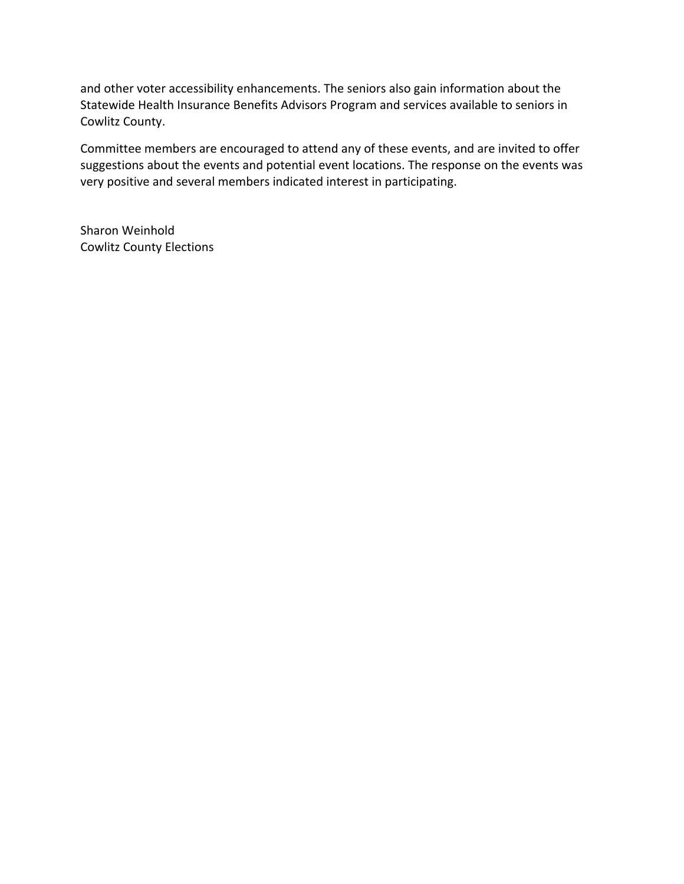and other voter accessibility enhancements. The seniors also gain information about the Statewide Health Insurance Benefits Advisors Program and services available to seniors in Cowlitz County.

Committee members are encouraged to attend any of these events, and are invited to offer suggestions about the events and potential event locations. The response on the events was very positive and several members indicated interest in participating.

Sharon Weinhold  
Cowlitz County Elections